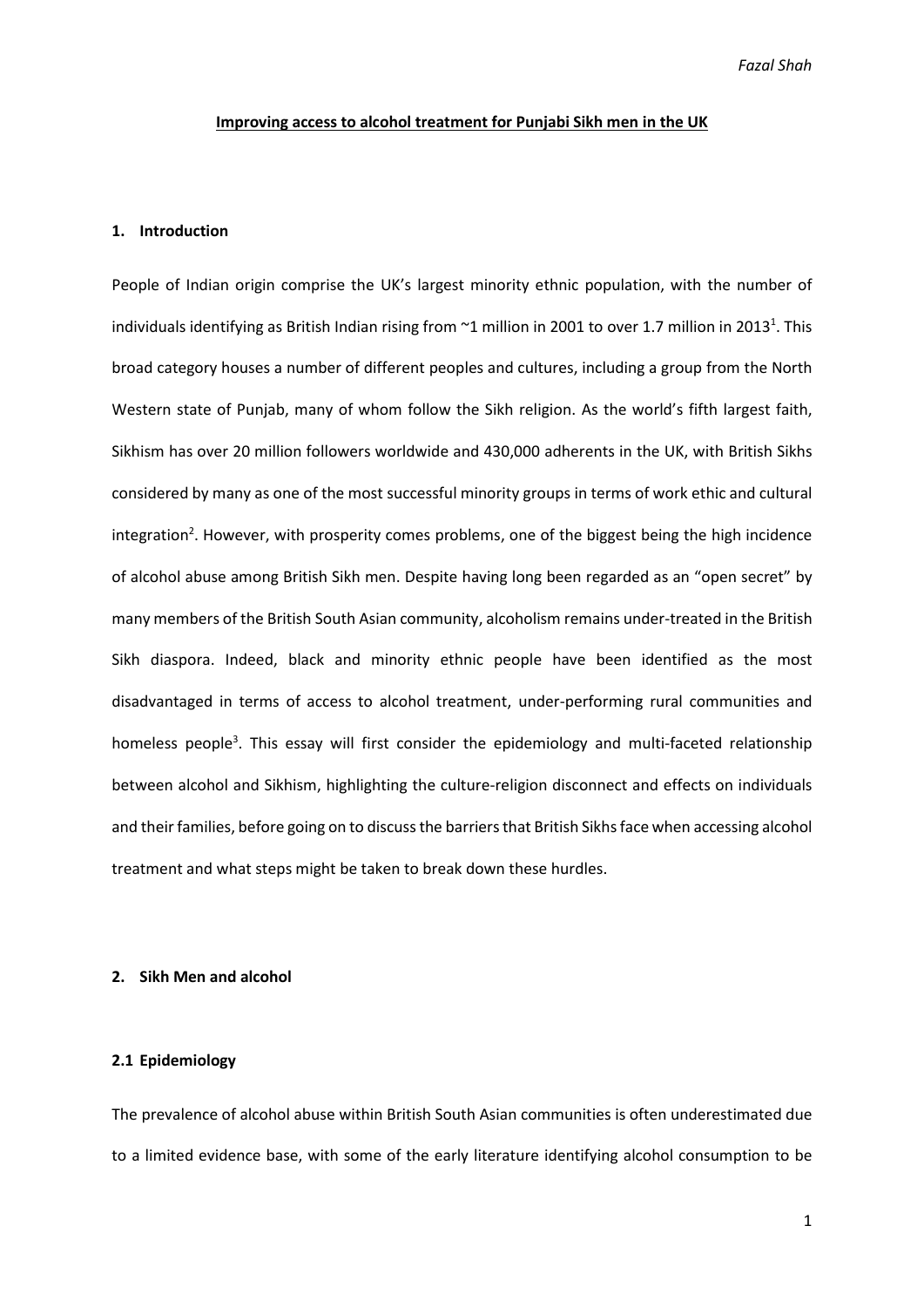# Improving access to alcohol treatment for Punjabi Sikh men in the UK

## 1. Introduction

People of Indian origin comprise the UK's largest minority ethnic population, with the number of individuals identifying as British Indian rising from ~1 million in 2001 to over 1.7 million in 2013[1]. This broad category houses a number of different peoples and cultures, including a group from the North Western state of Punjab, many of whom follow the Sikh religion. As the world's fifth largest faith, Sikhism has over 20 million followers worldwide and 430,000 adherents in the UK, with British Sikhs considered by many as one of the most successful minority groups in terms of work ethic and cultural integration[2]. However, with prosperity comes problems, one of the biggest being the high incidence of alcohol abuse among British Sikh men. Despite having long been regarded as an "open secret" by many members of the British South Asian community, alcoholism remains under-treated in the British Sikh diaspora. Indeed, black and minority ethnic people have been identified as the most disadvantaged in terms of access to alcohol treatment, under-performing rural communities and homeless people[3]. This essay will first consider the epidemiology and multi-faceted relationship between alcohol and Sikhism, highlighting the culture-religion disconnect and effects on individuals and their families, before going on to discuss the barriers that British Sikhs face when accessing alcohol treatment and what steps might be taken to break down these hurdles.

## 2. Sikh Men and alcohol

### 2.1 Epidemiology

The prevalence of alcohol abuse within British South Asian communities is often underestimated due to a limited evidence base, with some of the early literature identifying alcohol consumption to be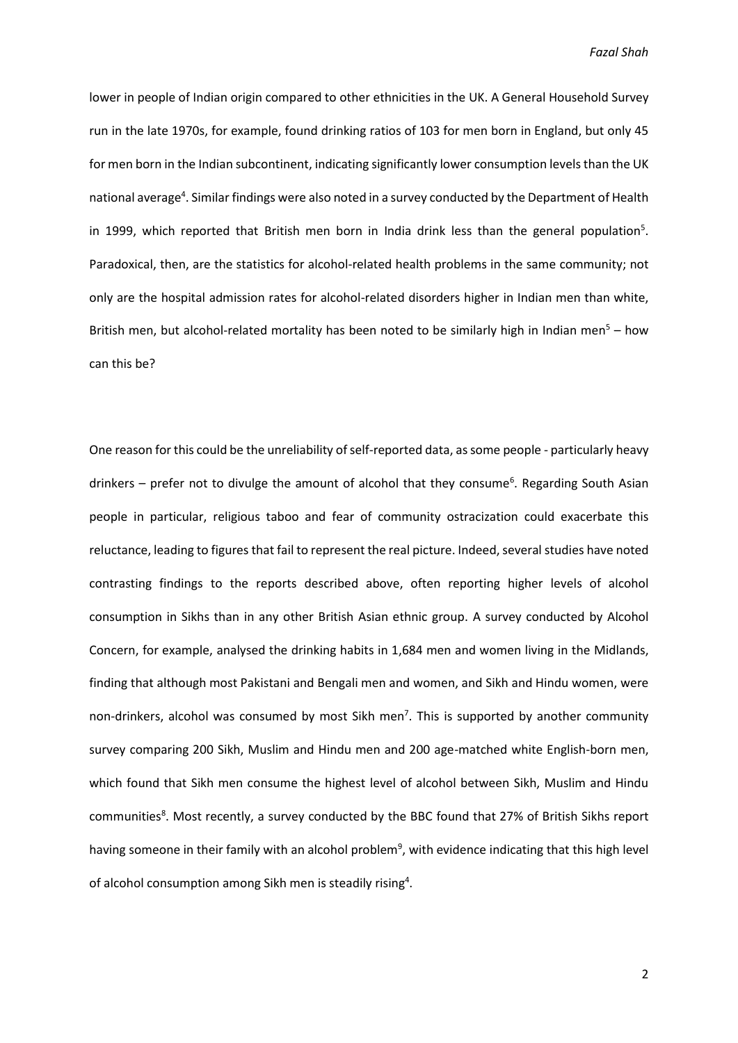lower in people of Indian origin compared to other ethnicities in the UK. A General Household Survey run in the late 1970s, for example, found drinking ratios of 103 for men born in England, but only 45 for men born in the Indian subcontinent, indicating significantly lower consumption levels than the UK national average[4]. Similar findings were also noted in a survey conducted by the Department of Health in 1999, which reported that British men born in India drink less than the general population[5]. Paradoxical, then, are the statistics for alcohol-related health problems in the same community; not only are the hospital admission rates for alcohol-related disorders higher in Indian men than white, British men, but alcohol-related mortality has been noted to be similarly high in Indian men[5] – how can this be?

One reason for this could be the unreliability of self-reported data, as some people - particularly heavy drinkers – prefer not to divulge the amount of alcohol that they consume[6]. Regarding South Asian people in particular, religious taboo and fear of community ostracization could exacerbate this reluctance, leading to figures that fail to represent the real picture. Indeed, several studies have noted contrasting findings to the reports described above, often reporting higher levels of alcohol consumption in Sikhs than in any other British Asian ethnic group. A survey conducted by Alcohol Concern, for example, analysed the drinking habits in 1,684 men and women living in the Midlands, finding that although most Pakistani and Bengali men and women, and Sikh and Hindu women, were non-drinkers, alcohol was consumed by most Sikh men[7]. This is supported by another community survey comparing 200 Sikh, Muslim and Hindu men and 200 age-matched white English-born men, which found that Sikh men consume the highest level of alcohol between Sikh, Muslim and Hindu communities[8]. Most recently, a survey conducted by the BBC found that 27% of British Sikhs report having someone in their family with an alcohol problem[9], with evidence indicating that this high level of alcohol consumption among Sikh men is steadily rising[4].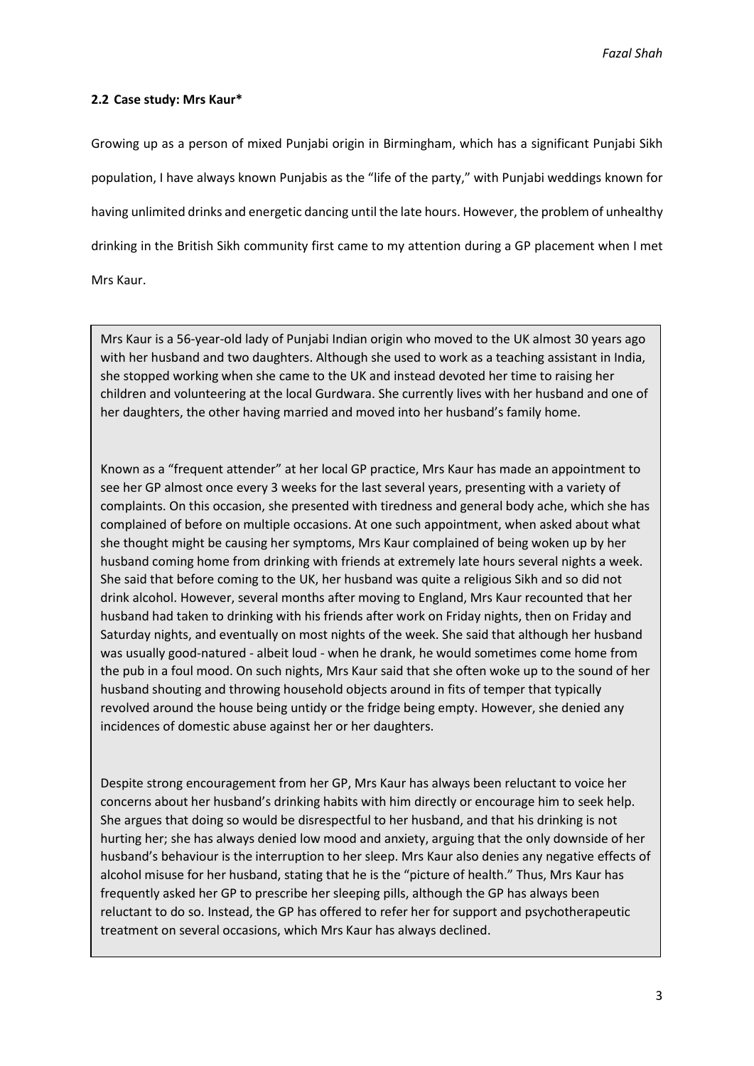### 2.2 Case study: Mrs Kaur*

Growing up as a person of mixed Punjabi origin in Birmingham, which has a significant Punjabi Sikh population, I have always known Punjabis as the "life of the party," with Punjabi weddings known for having unlimited drinks and energetic dancing until the late hours. However, the problem of unhealthy drinking in the British Sikh community first came to my attention during a GP placement when I met Mrs Kaur.

> Mrs Kaur is a 56-year-old lady of Punjabi Indian origin who moved to the UK almost 30 years ago with her husband and two daughters. Although she used to work as a teaching assistant in India, she stopped working when she came to the UK and instead devoted her time to raising her children and volunteering at the local Gurdwara. She currently lives with her husband and one of her daughters, the other having married and moved into her husband's family home.
>
> Known as a "frequent attender" at her local GP practice, Mrs Kaur has made an appointment to see her GP almost once every 3 weeks for the last several years, presenting with a variety of complaints. On this occasion, she presented with tiredness and general body ache, which she has complained of before on multiple occasions. At one such appointment, when asked about what she thought might be causing her symptoms, Mrs Kaur complained of being woken up by her husband coming home from drinking with friends at extremely late hours several nights a week. She said that before coming to the UK, her husband was quite a religious Sikh and so did not drink alcohol. However, several months after moving to England, Mrs Kaur recounted that her husband had taken to drinking with his friends after work on Friday nights, then on Friday and Saturday nights, and eventually on most nights of the week. She said that although her husband was usually good-natured - albeit loud - when he drank, he would sometimes come home from the pub in a foul mood. On such nights, Mrs Kaur said that she often woke up to the sound of her husband shouting and throwing household objects around in fits of temper that typically revolved around the house being untidy or the fridge being empty. However, she denied any incidences of domestic abuse against her or her daughters.
>
> Despite strong encouragement from her GP, Mrs Kaur has always been reluctant to voice her concerns about her husband's drinking habits with him directly or encourage him to seek help. She argues that doing so would be disrespectful to her husband, and that his drinking is not hurting her; she has always denied low mood and anxiety, arguing that the only downside of her husband's behaviour is the interruption to her sleep. Mrs Kaur also denies any negative effects of alcohol misuse for her husband, stating that he is the "picture of health." Thus, Mrs Kaur has frequently asked her GP to prescribe her sleeping pills, although the GP has always been reluctant to do so. Instead, the GP has offered to refer her for support and psychotherapeutic treatment on several occasions, which Mrs Kaur has always declined.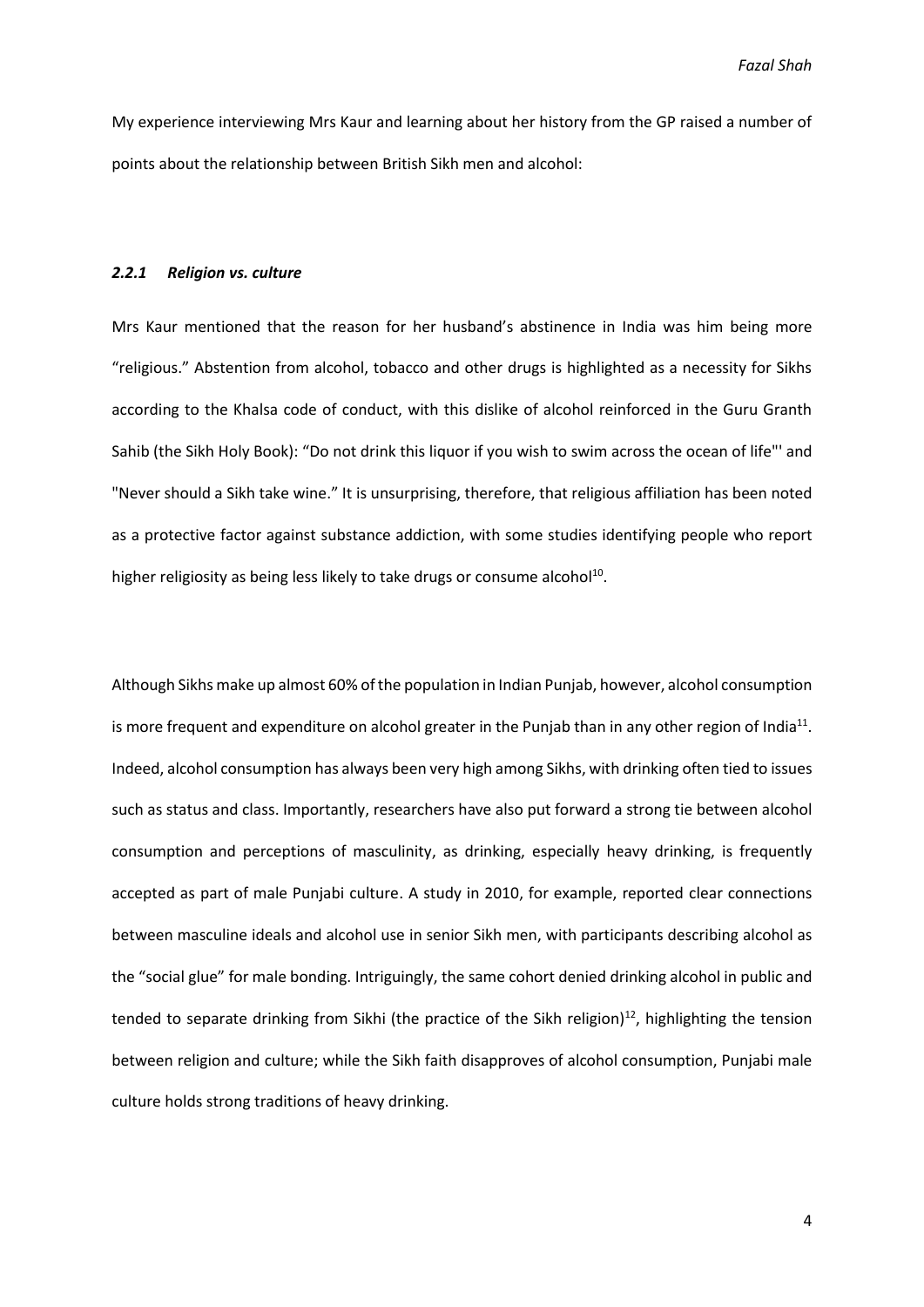My experience interviewing Mrs Kaur and learning about her history from the GP raised a number of points about the relationship between British Sikh men and alcohol:

### *2.2.1 Religion vs. culture*

Mrs Kaur mentioned that the reason for her husband's abstinence in India was him being more "religious." Abstention from alcohol, tobacco and other drugs is highlighted as a necessity for Sikhs according to the Khalsa code of conduct, with this dislike of alcohol reinforced in the Guru Granth Sahib (the Sikh Holy Book): "Do not drink this liquor if you wish to swim across the ocean of life"' and "Never should a Sikh take wine." It is unsurprising, therefore, that religious affiliation has been noted as a protective factor against substance addiction, with some studies identifying people who report higher religiosity as being less likely to take drugs or consume alcohol[10].

Although Sikhs make up almost 60% of the population in Indian Punjab, however, alcohol consumption is more frequent and expenditure on alcohol greater in the Punjab than in any other region of India[11]. Indeed, alcohol consumption has always been very high among Sikhs, with drinking often tied to issues such as status and class. Importantly, researchers have also put forward a strong tie between alcohol consumption and perceptions of masculinity, as drinking, especially heavy drinking, is frequently accepted as part of male Punjabi culture. A study in 2010, for example, reported clear connections between masculine ideals and alcohol use in senior Sikh men, with participants describing alcohol as the "social glue" for male bonding. Intriguingly, the same cohort denied drinking alcohol in public and tended to separate drinking from Sikhi (the practice of the Sikh religion)[12], highlighting the tension between religion and culture; while the Sikh faith disapproves of alcohol consumption, Punjabi male culture holds strong traditions of heavy drinking.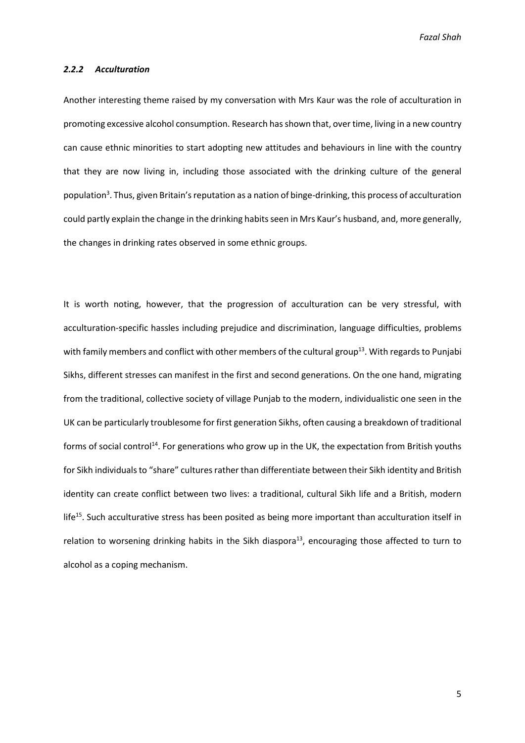### *2.2.2 Acculturation*

Another interesting theme raised by my conversation with Mrs Kaur was the role of acculturation in promoting excessive alcohol consumption. Research has shown that, over time, living in a new country can cause ethnic minorities to start adopting new attitudes and behaviours in line with the country that they are now living in, including those associated with the drinking culture of the general population[3]. Thus, given Britain's reputation as a nation of binge-drinking, this process of acculturation could partly explain the change in the drinking habits seen in Mrs Kaur's husband, and, more generally, the changes in drinking rates observed in some ethnic groups.

It is worth noting, however, that the progression of acculturation can be very stressful, with acculturation-specific hassles including prejudice and discrimination, language difficulties, problems with family members and conflict with other members of the cultural group[13]. With regards to Punjabi Sikhs, different stresses can manifest in the first and second generations. On the one hand, migrating from the traditional, collective society of village Punjab to the modern, individualistic one seen in the UK can be particularly troublesome for first generation Sikhs, often causing a breakdown of traditional forms of social control[14]. For generations who grow up in the UK, the expectation from British youths for Sikh individuals to "share" cultures rather than differentiate between their Sikh identity and British identity can create conflict between two lives: a traditional, cultural Sikh life and a British, modern life[15]. Such acculturative stress has been posited as being more important than acculturation itself in relation to worsening drinking habits in the Sikh diaspora[13], encouraging those affected to turn to alcohol as a coping mechanism.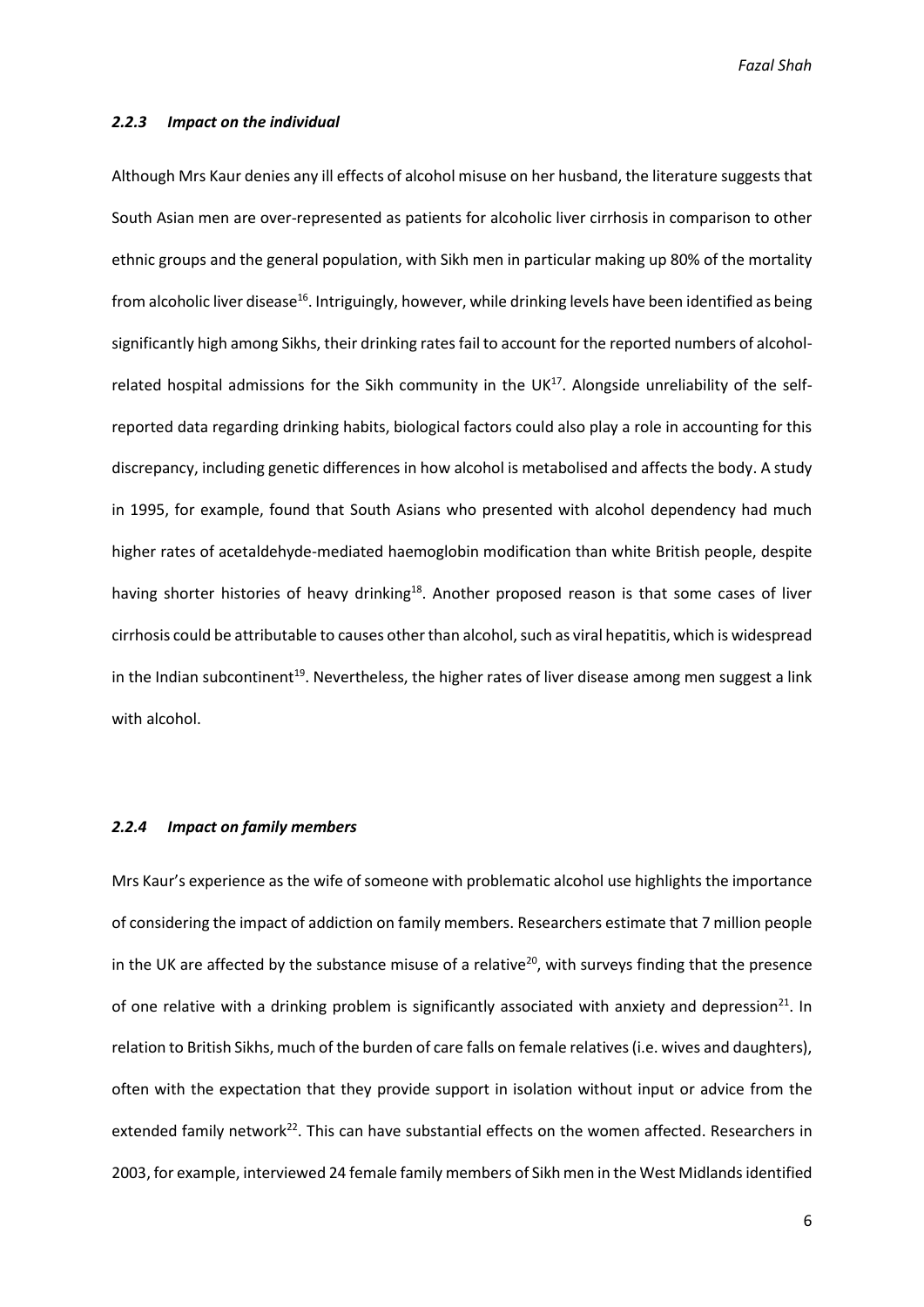### *2.2.3 Impact on the individual*

Although Mrs Kaur denies any ill effects of alcohol misuse on her husband, the literature suggests that South Asian men are over-represented as patients for alcoholic liver cirrhosis in comparison to other ethnic groups and the general population, with Sikh men in particular making up 80% of the mortality from alcoholic liver disease[16]. Intriguingly, however, while drinking levels have been identified as being significantly high among Sikhs, their drinking rates fail to account for the reported numbers of alcohol-related hospital admissions for the Sikh community in the UK[17]. Alongside unreliability of the self-reported data regarding drinking habits, biological factors could also play a role in accounting for this discrepancy, including genetic differences in how alcohol is metabolised and affects the body. A study in 1995, for example, found that South Asians who presented with alcohol dependency had much higher rates of acetaldehyde-mediated haemoglobin modification than white British people, despite having shorter histories of heavy drinking[18]. Another proposed reason is that some cases of liver cirrhosis could be attributable to causes other than alcohol, such as viral hepatitis, which is widespread in the Indian subcontinent[19]. Nevertheless, the higher rates of liver disease among men suggest a link with alcohol.

### *2.2.4 Impact on family members*

Mrs Kaur's experience as the wife of someone with problematic alcohol use highlights the importance of considering the impact of addiction on family members. Researchers estimate that 7 million people in the UK are affected by the substance misuse of a relative[20], with surveys finding that the presence of one relative with a drinking problem is significantly associated with anxiety and depression[21]. In relation to British Sikhs, much of the burden of care falls on female relatives (i.e. wives and daughters), often with the expectation that they provide support in isolation without input or advice from the extended family network[22]. This can have substantial effects on the women affected. Researchers in 2003, for example, interviewed 24 female family members of Sikh men in the West Midlands identified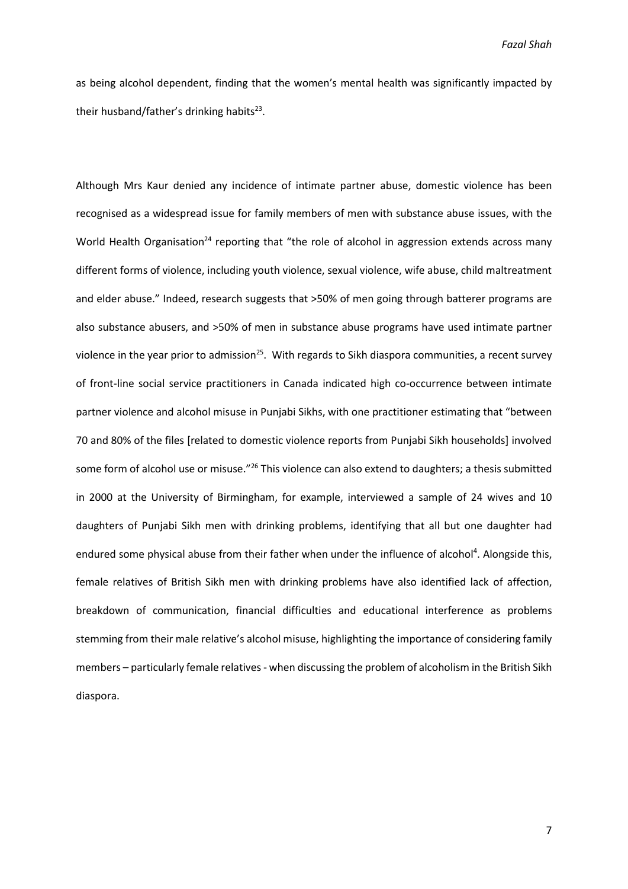as being alcohol dependent, finding that the women's mental health was significantly impacted by their husband/father's drinking habits[23].

Although Mrs Kaur denied any incidence of intimate partner abuse, domestic violence has been recognised as a widespread issue for family members of men with substance abuse issues, with the World Health Organisation[24] reporting that "the role of alcohol in aggression extends across many different forms of violence, including youth violence, sexual violence, wife abuse, child maltreatment and elder abuse." Indeed, research suggests that >50% of men going through batterer programs are also substance abusers, and >50% of men in substance abuse programs have used intimate partner violence in the year prior to admission[25]. With regards to Sikh diaspora communities, a recent survey of front-line social service practitioners in Canada indicated high co-occurrence between intimate partner violence and alcohol misuse in Punjabi Sikhs, with one practitioner estimating that "between 70 and 80% of the files [related to domestic violence reports from Punjabi Sikh households] involved some form of alcohol use or misuse."[26] This violence can also extend to daughters; a thesis submitted in 2000 at the University of Birmingham, for example, interviewed a sample of 24 wives and 10 daughters of Punjabi Sikh men with drinking problems, identifying that all but one daughter had endured some physical abuse from their father when under the influence of alcohol[4]. Alongside this, female relatives of British Sikh men with drinking problems have also identified lack of affection, breakdown of communication, financial difficulties and educational interference as problems stemming from their male relative's alcohol misuse, highlighting the importance of considering family members – particularly female relatives - when discussing the problem of alcoholism in the British Sikh diaspora.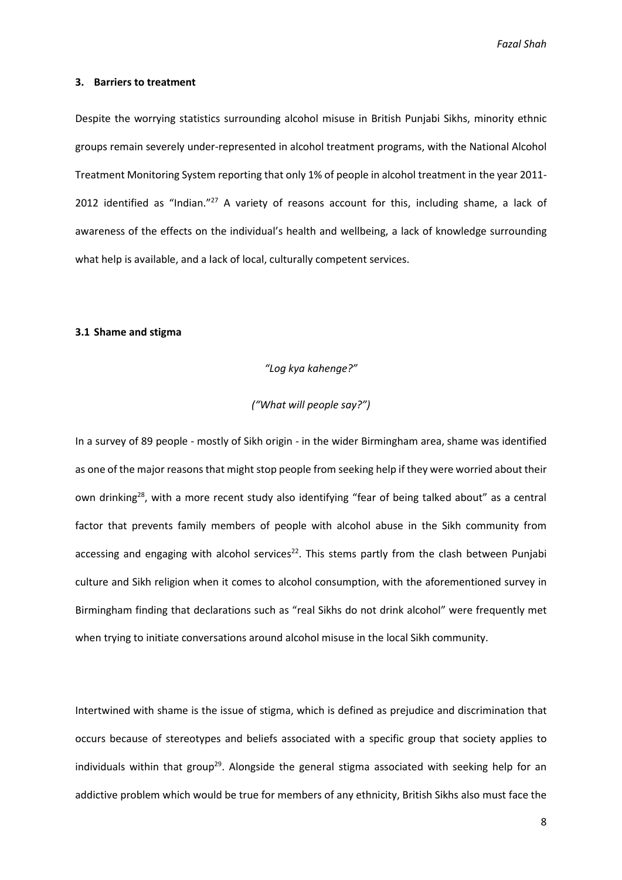## 3. Barriers to treatment

Despite the worrying statistics surrounding alcohol misuse in British Punjabi Sikhs, minority ethnic groups remain severely under-represented in alcohol treatment programs, with the National Alcohol Treatment Monitoring System reporting that only 1% of people in alcohol treatment in the year 2011-2012 identified as "Indian."[27] A variety of reasons account for this, including shame, a lack of awareness of the effects on the individual's health and wellbeing, a lack of knowledge surrounding what help is available, and a lack of local, culturally competent services.

### 3.1 Shame and stigma

*"Log kya kahenge?"*

*("What will people say?")*

In a survey of 89 people - mostly of Sikh origin - in the wider Birmingham area, shame was identified as one of the major reasons that might stop people from seeking help if they were worried about their own drinking[28], with a more recent study also identifying "fear of being talked about" as a central factor that prevents family members of people with alcohol abuse in the Sikh community from accessing and engaging with alcohol services[22]. This stems partly from the clash between Punjabi culture and Sikh religion when it comes to alcohol consumption, with the aforementioned survey in Birmingham finding that declarations such as "real Sikhs do not drink alcohol" were frequently met when trying to initiate conversations around alcohol misuse in the local Sikh community.

Intertwined with shame is the issue of stigma, which is defined as prejudice and discrimination that occurs because of stereotypes and beliefs associated with a specific group that society applies to individuals within that group[29]. Alongside the general stigma associated with seeking help for an addictive problem which would be true for members of any ethnicity, British Sikhs also must face the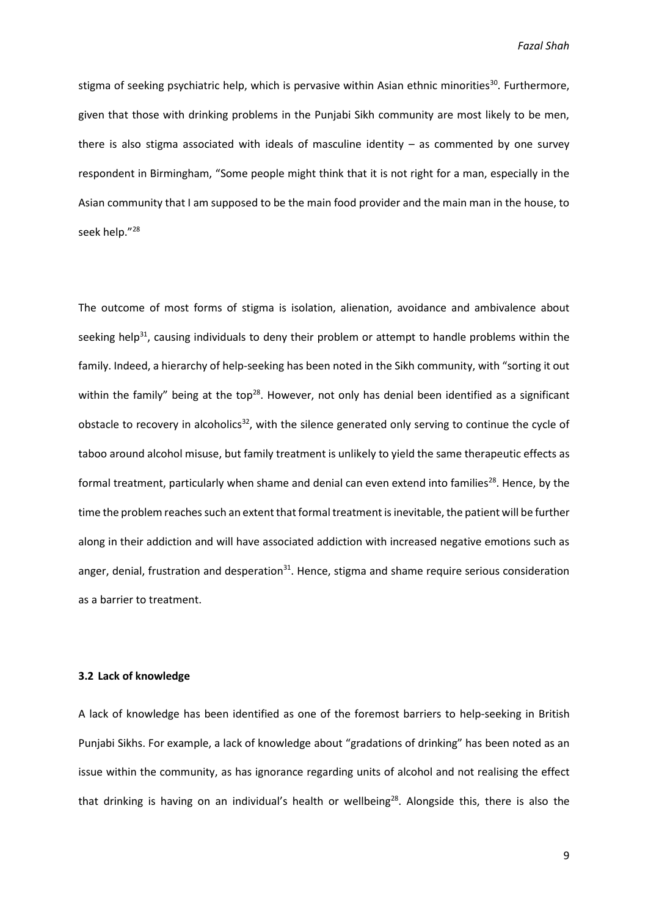stigma of seeking psychiatric help, which is pervasive within Asian ethnic minorities[30]. Furthermore, given that those with drinking problems in the Punjabi Sikh community are most likely to be men, there is also stigma associated with ideals of masculine identity – as commented by one survey respondent in Birmingham, "Some people might think that it is not right for a man, especially in the Asian community that I am supposed to be the main food provider and the main man in the house, to seek help."[28]

The outcome of most forms of stigma is isolation, alienation, avoidance and ambivalence about seeking help[31], causing individuals to deny their problem or attempt to handle problems within the family. Indeed, a hierarchy of help-seeking has been noted in the Sikh community, with "sorting it out within the family" being at the top[28]. However, not only has denial been identified as a significant obstacle to recovery in alcoholics[32], with the silence generated only serving to continue the cycle of taboo around alcohol misuse, but family treatment is unlikely to yield the same therapeutic effects as formal treatment, particularly when shame and denial can even extend into families[28]. Hence, by the time the problem reaches such an extent that formal treatment is inevitable, the patient will be further along in their addiction and will have associated addiction with increased negative emotions such as anger, denial, frustration and desperation[31]. Hence, stigma and shame require serious consideration as a barrier to treatment.

### 3.2 Lack of knowledge

A lack of knowledge has been identified as one of the foremost barriers to help-seeking in British Punjabi Sikhs. For example, a lack of knowledge about "gradations of drinking" has been noted as an issue within the community, as has ignorance regarding units of alcohol and not realising the effect that drinking is having on an individual's health or wellbeing[28]. Alongside this, there is also the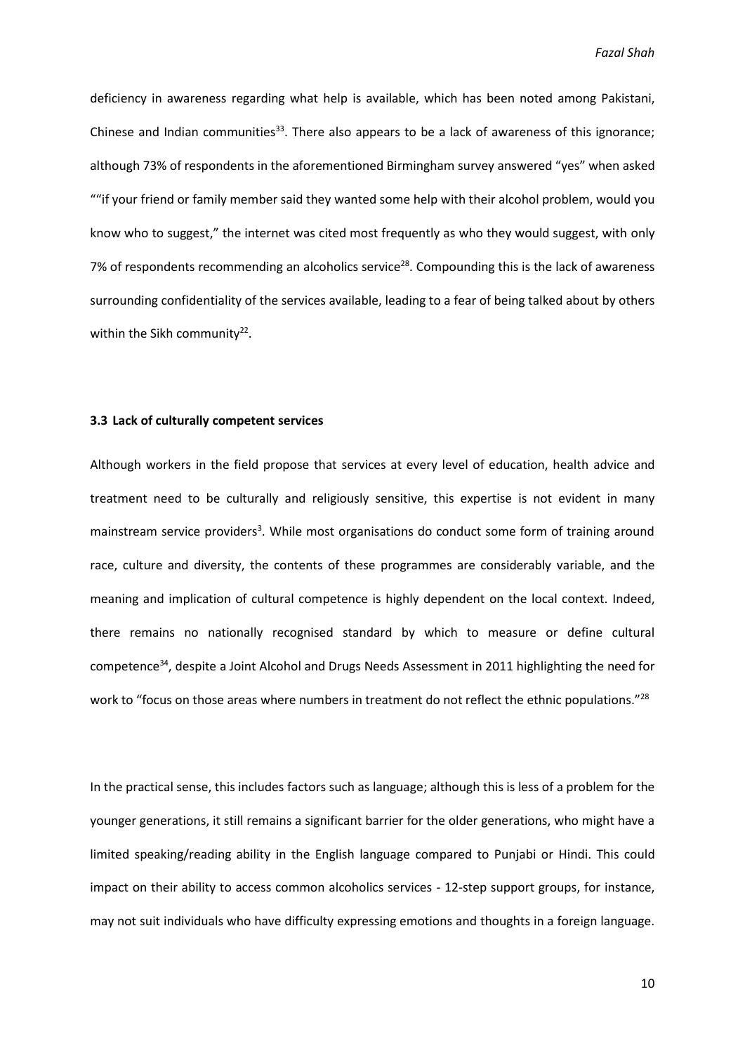deficiency in awareness regarding what help is available, which has been noted among Pakistani, Chinese and Indian communities[33]. There also appears to be a lack of awareness of this ignorance; although 73% of respondents in the aforementioned Birmingham survey answered "yes" when asked ""if your friend or family member said they wanted some help with their alcohol problem, would you know who to suggest," the internet was cited most frequently as who they would suggest, with only 7% of respondents recommending an alcoholics service[28]. Compounding this is the lack of awareness surrounding confidentiality of the services available, leading to a fear of being talked about by others within the Sikh community[22].

### 3.3 Lack of culturally competent services

Although workers in the field propose that services at every level of education, health advice and treatment need to be culturally and religiously sensitive, this expertise is not evident in many mainstream service providers[3]. While most organisations do conduct some form of training around race, culture and diversity, the contents of these programmes are considerably variable, and the meaning and implication of cultural competence is highly dependent on the local context. Indeed, there remains no nationally recognised standard by which to measure or define cultural competence[34], despite a Joint Alcohol and Drugs Needs Assessment in 2011 highlighting the need for work to "focus on those areas where numbers in treatment do not reflect the ethnic populations."[28]

In the practical sense, this includes factors such as language; although this is less of a problem for the younger generations, it still remains a significant barrier for the older generations, who might have a limited speaking/reading ability in the English language compared to Punjabi or Hindi. This could impact on their ability to access common alcoholics services - 12-step support groups, for instance, may not suit individuals who have difficulty expressing emotions and thoughts in a foreign language.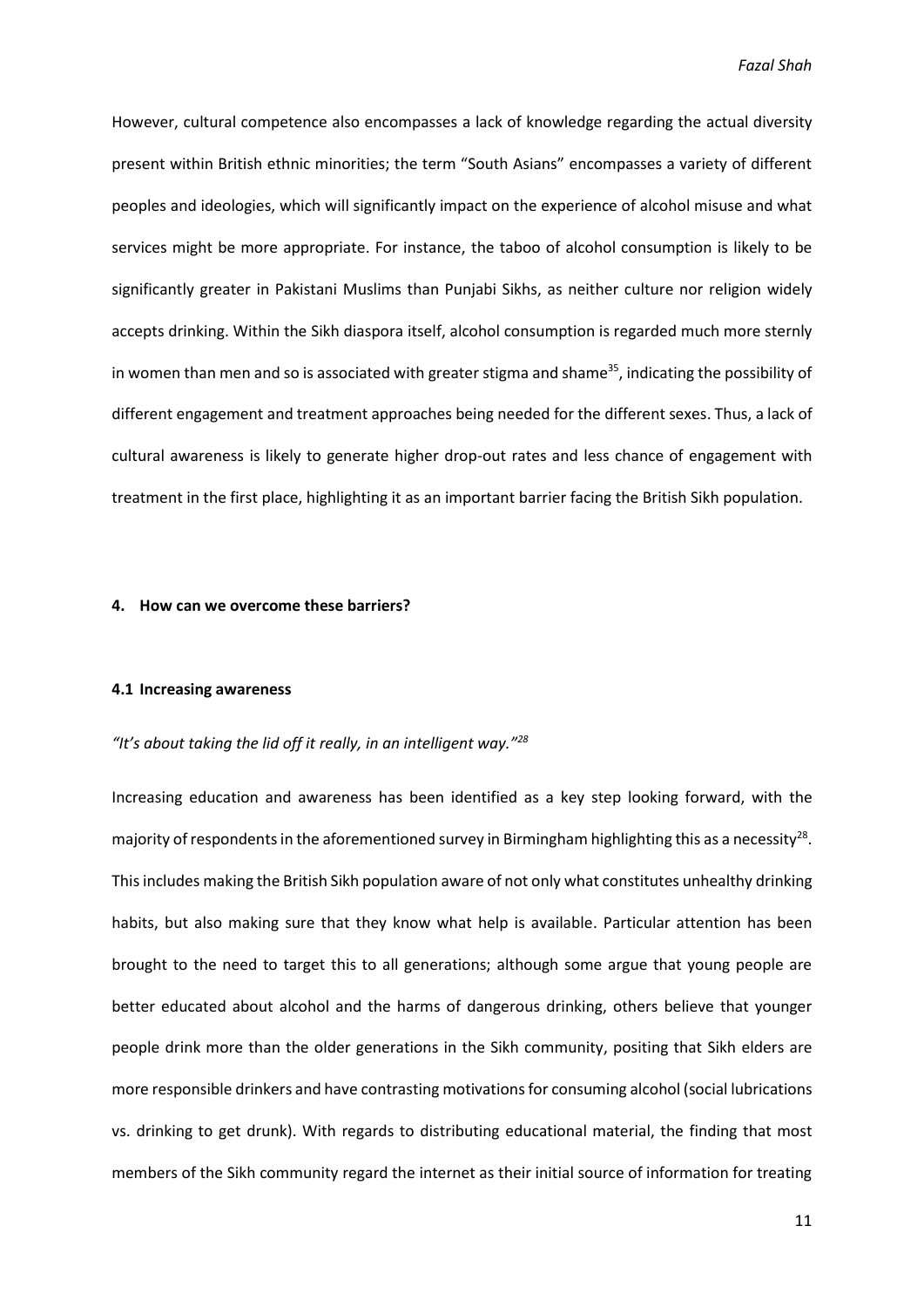However, cultural competence also encompasses a lack of knowledge regarding the actual diversity present within British ethnic minorities; the term "South Asians" encompasses a variety of different peoples and ideologies, which will significantly impact on the experience of alcohol misuse and what services might be more appropriate. For instance, the taboo of alcohol consumption is likely to be significantly greater in Pakistani Muslims than Punjabi Sikhs, as neither culture nor religion widely accepts drinking. Within the Sikh diaspora itself, alcohol consumption is regarded much more sternly in women than men and so is associated with greater stigma and shame[35], indicating the possibility of different engagement and treatment approaches being needed for the different sexes. Thus, a lack of cultural awareness is likely to generate higher drop-out rates and less chance of engagement with treatment in the first place, highlighting it as an important barrier facing the British Sikh population.

## 4. How can we overcome these barriers?

### 4.1 Increasing awareness

*"It's about taking the lid off it really, in an intelligent way."[28]*

Increasing education and awareness has been identified as a key step looking forward, with the majority of respondents in the aforementioned survey in Birmingham highlighting this as a necessity[28]. This includes making the British Sikh population aware of not only what constitutes unhealthy drinking habits, but also making sure that they know what help is available. Particular attention has been brought to the need to target this to all generations; although some argue that young people are better educated about alcohol and the harms of dangerous drinking, others believe that younger people drink more than the older generations in the Sikh community, positing that Sikh elders are more responsible drinkers and have contrasting motivations for consuming alcohol (social lubrications vs. drinking to get drunk). With regards to distributing educational material, the finding that most members of the Sikh community regard the internet as their initial source of information for treating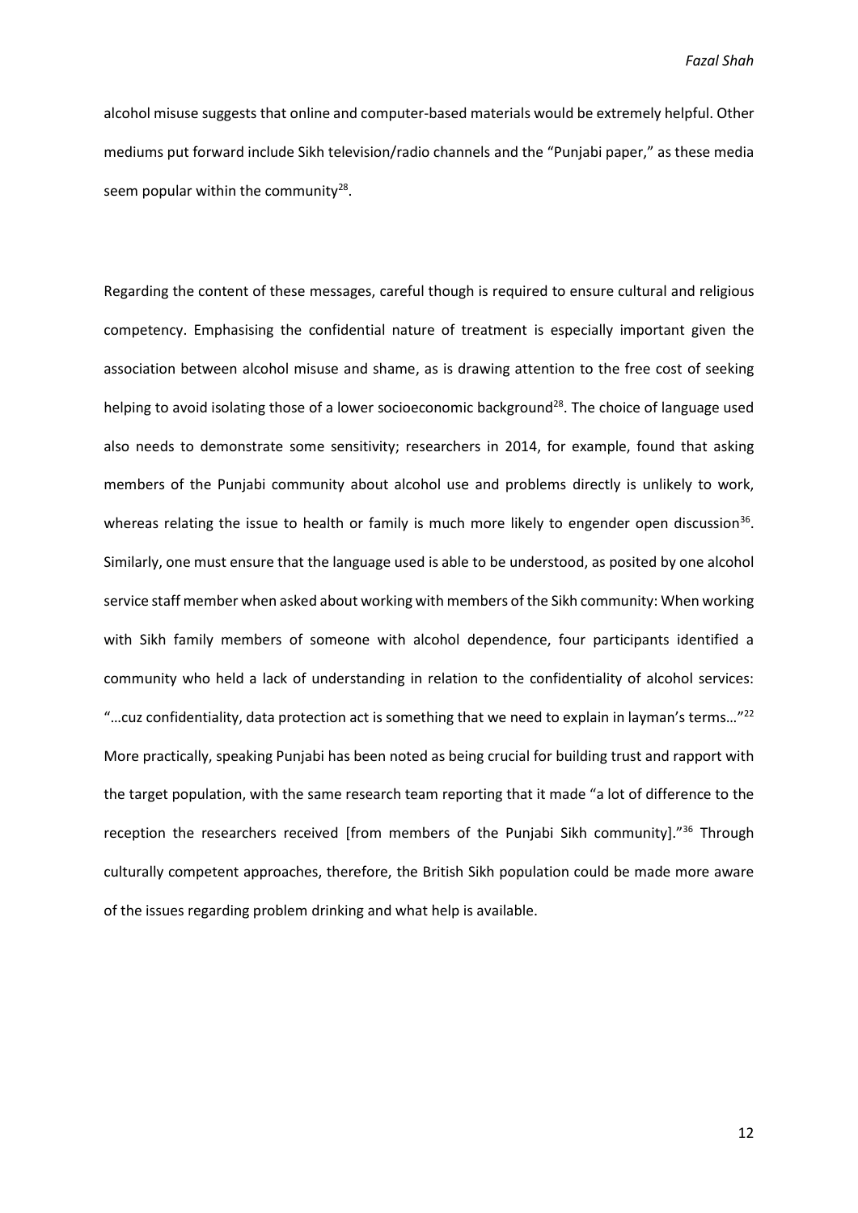alcohol misuse suggests that online and computer-based materials would be extremely helpful. Other mediums put forward include Sikh television/radio channels and the "Punjabi paper," as these media seem popular within the community[28].

Regarding the content of these messages, careful though is required to ensure cultural and religious competency. Emphasising the confidential nature of treatment is especially important given the association between alcohol misuse and shame, as is drawing attention to the free cost of seeking helping to avoid isolating those of a lower socioeconomic background[28]. The choice of language used also needs to demonstrate some sensitivity; researchers in 2014, for example, found that asking members of the Punjabi community about alcohol use and problems directly is unlikely to work, whereas relating the issue to health or family is much more likely to engender open discussion[36]. Similarly, one must ensure that the language used is able to be understood, as posited by one alcohol service staff member when asked about working with members of the Sikh community: When working with Sikh family members of someone with alcohol dependence, four participants identified a community who held a lack of understanding in relation to the confidentiality of alcohol services: "…cuz confidentiality, data protection act is something that we need to explain in layman's terms…"[22] More practically, speaking Punjabi has been noted as being crucial for building trust and rapport with the target population, with the same research team reporting that it made "a lot of difference to the reception the researchers received [from members of the Punjabi Sikh community]."[36] Through culturally competent approaches, therefore, the British Sikh population could be made more aware of the issues regarding problem drinking and what help is available.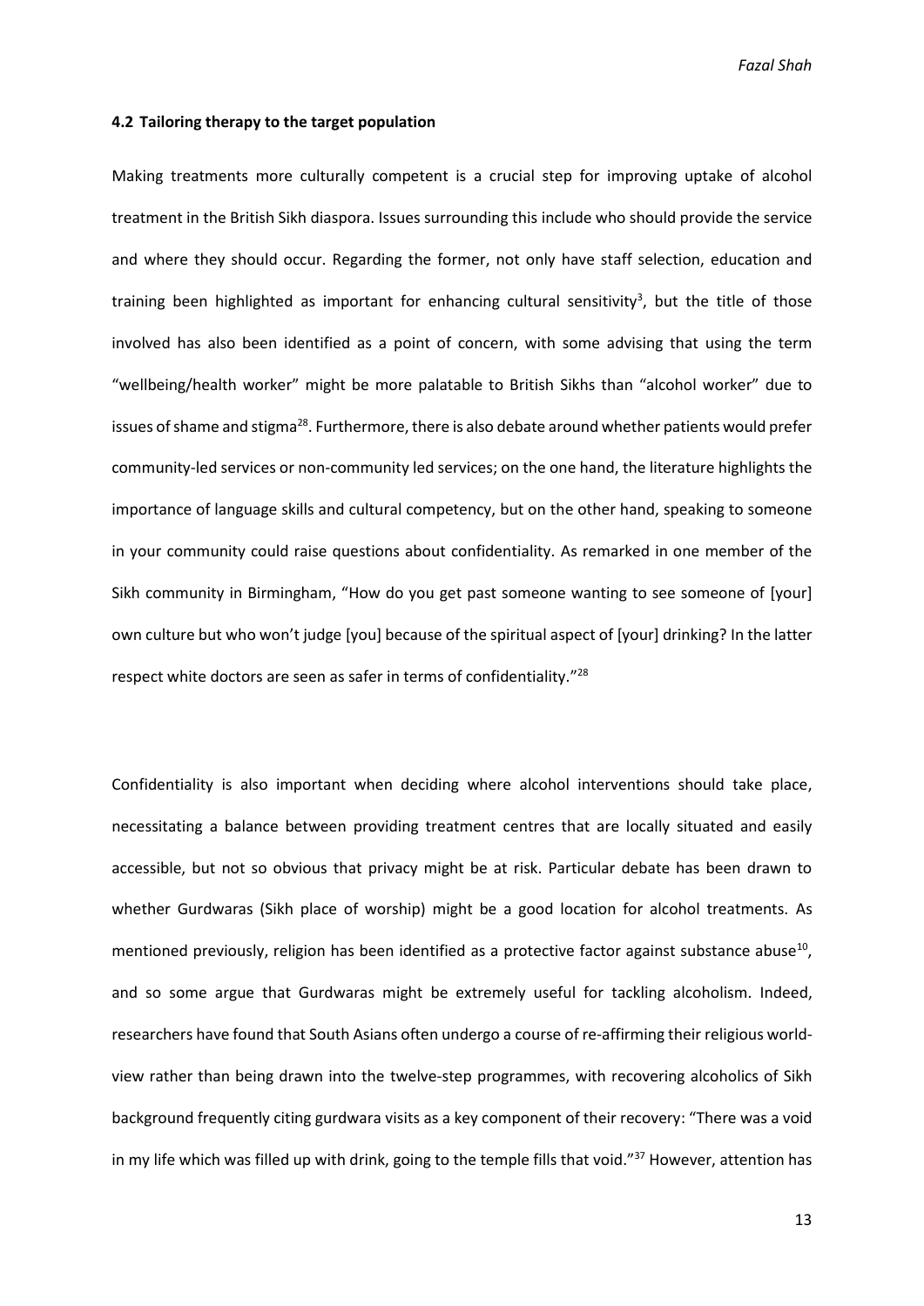### 4.2 Tailoring therapy to the target population

Making treatments more culturally competent is a crucial step for improving uptake of alcohol treatment in the British Sikh diaspora. Issues surrounding this include who should provide the service and where they should occur. Regarding the former, not only have staff selection, education and training been highlighted as important for enhancing cultural sensitivity[3], but the title of those involved has also been identified as a point of concern, with some advising that using the term "wellbeing/health worker" might be more palatable to British Sikhs than "alcohol worker" due to issues of shame and stigma[28]. Furthermore, there is also debate around whether patients would prefer community-led services or non-community led services; on the one hand, the literature highlights the importance of language skills and cultural competency, but on the other hand, speaking to someone in your community could raise questions about confidentiality. As remarked in one member of the Sikh community in Birmingham, "How do you get past someone wanting to see someone of [your] own culture but who won't judge [you] because of the spiritual aspect of [your] drinking? In the latter respect white doctors are seen as safer in terms of confidentiality."[28]

Confidentiality is also important when deciding where alcohol interventions should take place, necessitating a balance between providing treatment centres that are locally situated and easily accessible, but not so obvious that privacy might be at risk. Particular debate has been drawn to whether Gurdwaras (Sikh place of worship) might be a good location for alcohol treatments. As mentioned previously, religion has been identified as a protective factor against substance abuse[10], and so some argue that Gurdwaras might be extremely useful for tackling alcoholism. Indeed, researchers have found that South Asians often undergo a course of re-affirming their religious world-view rather than being drawn into the twelve-step programmes, with recovering alcoholics of Sikh background frequently citing gurdwara visits as a key component of their recovery: "There was a void in my life which was filled up with drink, going to the temple fills that void."[37] However, attention has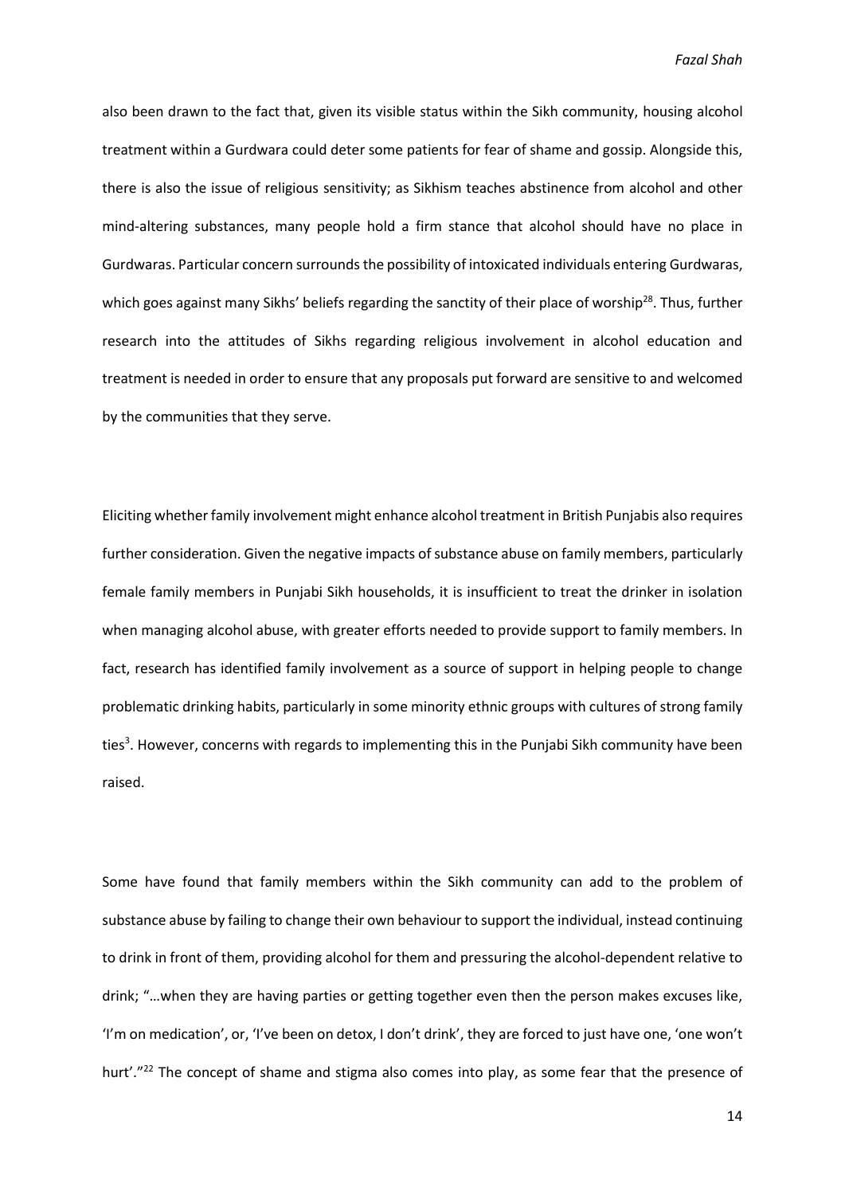also been drawn to the fact that, given its visible status within the Sikh community, housing alcohol treatment within a Gurdwara could deter some patients for fear of shame and gossip. Alongside this, there is also the issue of religious sensitivity; as Sikhism teaches abstinence from alcohol and other mind-altering substances, many people hold a firm stance that alcohol should have no place in Gurdwaras. Particular concern surrounds the possibility of intoxicated individuals entering Gurdwaras, which goes against many Sikhs' beliefs regarding the sanctity of their place of worship[28]. Thus, further research into the attitudes of Sikhs regarding religious involvement in alcohol education and treatment is needed in order to ensure that any proposals put forward are sensitive to and welcomed by the communities that they serve.

Eliciting whether family involvement might enhance alcohol treatment in British Punjabis also requires further consideration. Given the negative impacts of substance abuse on family members, particularly female family members in Punjabi Sikh households, it is insufficient to treat the drinker in isolation when managing alcohol abuse, with greater efforts needed to provide support to family members. In fact, research has identified family involvement as a source of support in helping people to change problematic drinking habits, particularly in some minority ethnic groups with cultures of strong family ties[3]. However, concerns with regards to implementing this in the Punjabi Sikh community have been raised.

Some have found that family members within the Sikh community can add to the problem of substance abuse by failing to change their own behaviour to support the individual, instead continuing to drink in front of them, providing alcohol for them and pressuring the alcohol-dependent relative to drink; "…when they are having parties or getting together even then the person makes excuses like, 'I'm on medication', or, 'I've been on detox, I don't drink', they are forced to just have one, 'one won't hurt'."[22] The concept of shame and stigma also comes into play, as some fear that the presence of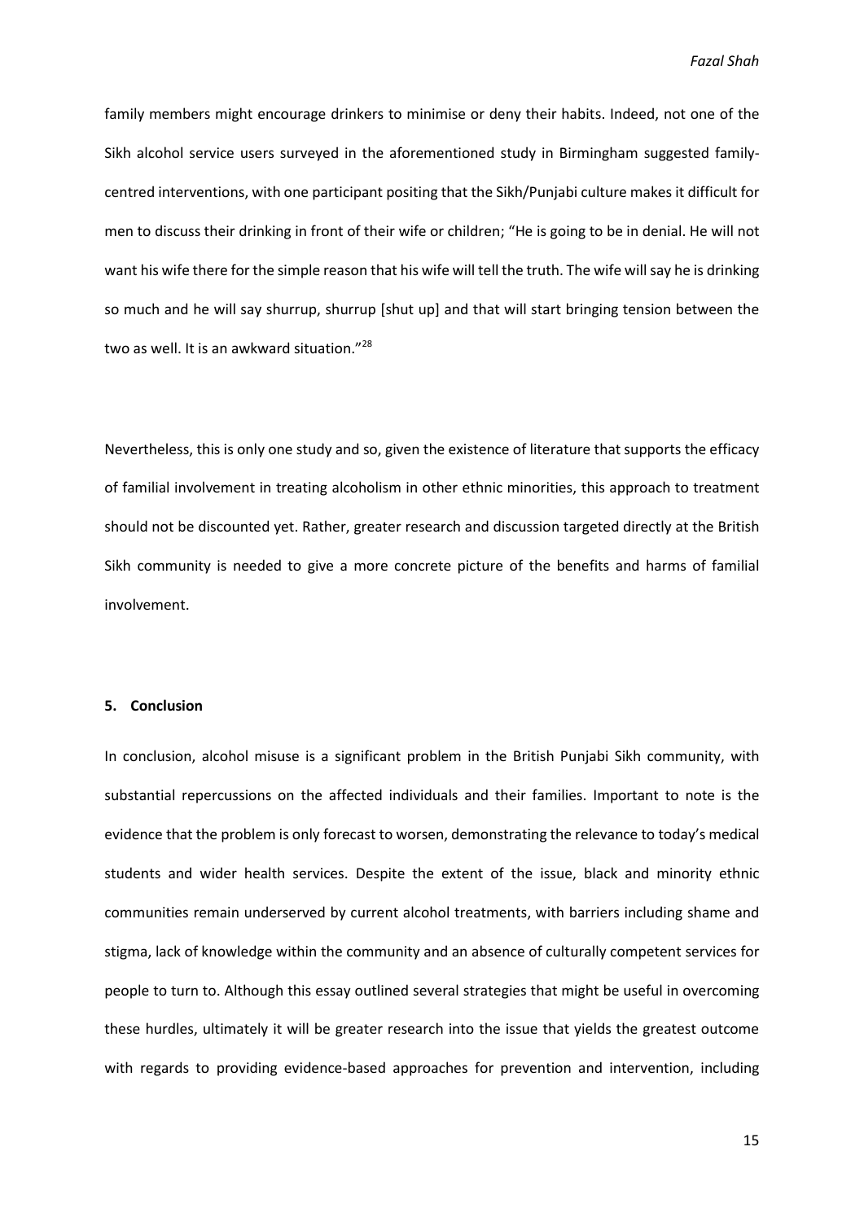family members might encourage drinkers to minimise or deny their habits. Indeed, not one of the Sikh alcohol service users surveyed in the aforementioned study in Birmingham suggested family-centred interventions, with one participant positing that the Sikh/Punjabi culture makes it difficult for men to discuss their drinking in front of their wife or children; "He is going to be in denial. He will not want his wife there for the simple reason that his wife will tell the truth. The wife will say he is drinking so much and he will say shurrup, shurrup [shut up] and that will start bringing tension between the two as well. It is an awkward situation."[28]

Nevertheless, this is only one study and so, given the existence of literature that supports the efficacy of familial involvement in treating alcoholism in other ethnic minorities, this approach to treatment should not be discounted yet. Rather, greater research and discussion targeted directly at the British Sikh community is needed to give a more concrete picture of the benefits and harms of familial involvement.

## 5. Conclusion

In conclusion, alcohol misuse is a significant problem in the British Punjabi Sikh community, with substantial repercussions on the affected individuals and their families. Important to note is the evidence that the problem is only forecast to worsen, demonstrating the relevance to today's medical students and wider health services. Despite the extent of the issue, black and minority ethnic communities remain underserved by current alcohol treatments, with barriers including shame and stigma, lack of knowledge within the community and an absence of culturally competent services for people to turn to. Although this essay outlined several strategies that might be useful in overcoming these hurdles, ultimately it will be greater research into the issue that yields the greatest outcome with regards to providing evidence-based approaches for prevention and intervention, including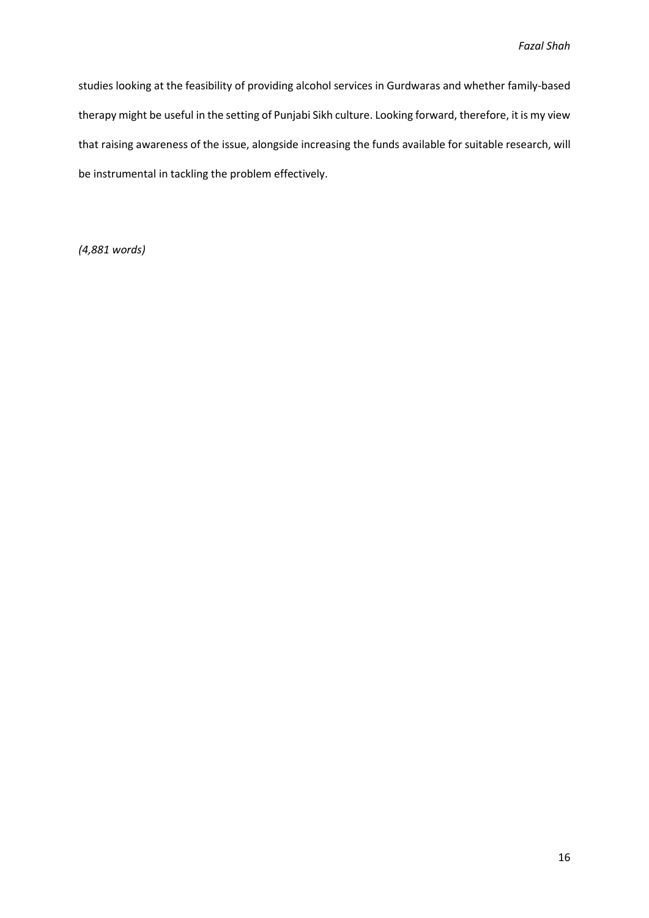studies looking at the feasibility of providing alcohol services in Gurdwaras and whether family-based therapy might be useful in the setting of Punjabi Sikh culture. Looking forward, therefore, it is my view that raising awareness of the issue, alongside increasing the funds available for suitable research, will be instrumental in tackling the problem effectively.

*(4,881 words)*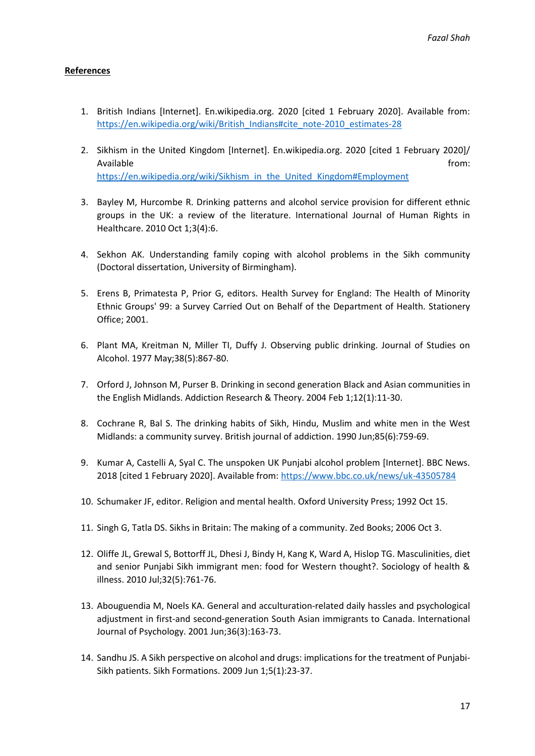## References

1. British Indians [Internet]. En.wikipedia.org. 2020 [cited 1 February 2020]. Available from: https://en.wikipedia.org/wiki/British_Indians#cite_note-2010_estimates-28

2. Sikhism in the United Kingdom [Internet]. En.wikipedia.org. 2020 [cited 1 February 2020]/ Available from: https://en.wikipedia.org/wiki/Sikhism_in_the_United_Kingdom#Employment

3. Bayley M, Hurcombe R. Drinking patterns and alcohol service provision for different ethnic groups in the UK: a review of the literature. International Journal of Human Rights in Healthcare. 2010 Oct 1;3(4):6.

4. Sekhon AK. Understanding family coping with alcohol problems in the Sikh community (Doctoral dissertation, University of Birmingham).

5. Erens B, Primatesta P, Prior G, editors. Health Survey for England: The Health of Minority Ethnic Groups' 99: a Survey Carried Out on Behalf of the Department of Health. Stationery Office; 2001.

6. Plant MA, Kreitman N, Miller TI, Duffy J. Observing public drinking. Journal of Studies on Alcohol. 1977 May;38(5):867-80.

7. Orford J, Johnson M, Purser B. Drinking in second generation Black and Asian communities in the English Midlands. Addiction Research & Theory. 2004 Feb 1;12(1):11-30.

8. Cochrane R, Bal S. The drinking habits of Sikh, Hindu, Muslim and white men in the West Midlands: a community survey. British journal of addiction. 1990 Jun;85(6):759-69.

9. Kumar A, Castelli A, Syal C. The unspoken UK Punjabi alcohol problem [Internet]. BBC News. 2018 [cited 1 February 2020]. Available from: https://www.bbc.co.uk/news/uk-43505784

10. Schumaker JF, editor. Religion and mental health. Oxford University Press; 1992 Oct 15.

11. Singh G, Tatla DS. Sikhs in Britain: The making of a community. Zed Books; 2006 Oct 3.

12. Oliffe JL, Grewal S, Bottorff JL, Dhesi J, Bindy H, Kang K, Ward A, Hislop TG. Masculinities, diet and senior Punjabi Sikh immigrant men: food for Western thought?. Sociology of health & illness. 2010 Jul;32(5):761-76.

13. Abouguendia M, Noels KA. General and acculturation-related daily hassles and psychological adjustment in first-and second-generation South Asian immigrants to Canada. International Journal of Psychology. 2001 Jun;36(3):163-73.

14. Sandhu JS. A Sikh perspective on alcohol and drugs: implications for the treatment of Punjabi-Sikh patients. Sikh Formations. 2009 Jun 1;5(1):23-37.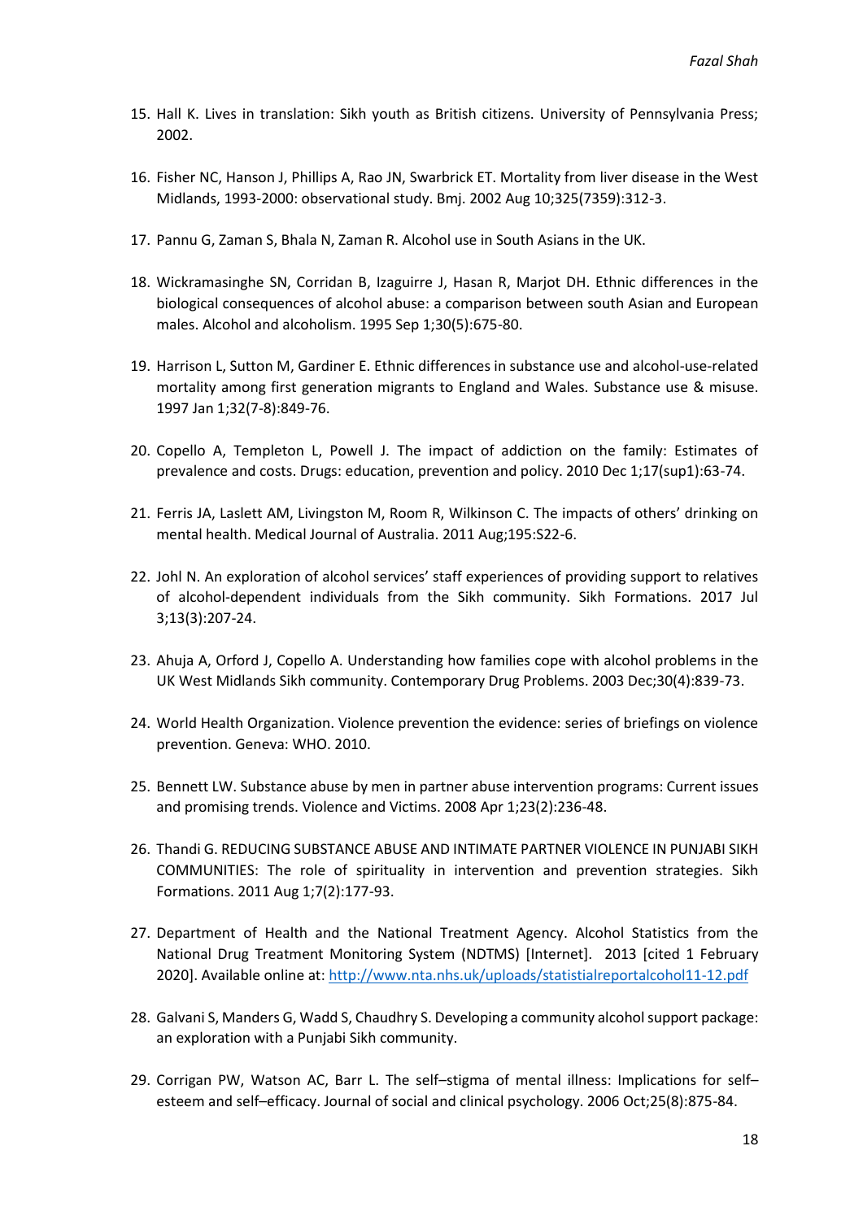15. Hall K. Lives in translation: Sikh youth as British citizens. University of Pennsylvania Press; 2002.

16. Fisher NC, Hanson J, Phillips A, Rao JN, Swarbrick ET. Mortality from liver disease in the West Midlands, 1993-2000: observational study. Bmj. 2002 Aug 10;325(7359):312-3.

17. Pannu G, Zaman S, Bhala N, Zaman R. Alcohol use in South Asians in the UK.

18. Wickramasinghe SN, Corridan B, Izaguirre J, Hasan R, Marjot DH. Ethnic differences in the biological consequences of alcohol abuse: a comparison between south Asian and European males. Alcohol and alcoholism. 1995 Sep 1;30(5):675-80.

19. Harrison L, Sutton M, Gardiner E. Ethnic differences in substance use and alcohol-use-related mortality among first generation migrants to England and Wales. Substance use & misuse. 1997 Jan 1;32(7-8):849-76.

20. Copello A, Templeton L, Powell J. The impact of addiction on the family: Estimates of prevalence and costs. Drugs: education, prevention and policy. 2010 Dec 1;17(sup1):63-74.

21. Ferris JA, Laslett AM, Livingston M, Room R, Wilkinson C. The impacts of others' drinking on mental health. Medical Journal of Australia. 2011 Aug;195:S22-6.

22. Johl N. An exploration of alcohol services' staff experiences of providing support to relatives of alcohol-dependent individuals from the Sikh community. Sikh Formations. 2017 Jul 3;13(3):207-24.

23. Ahuja A, Orford J, Copello A. Understanding how families cope with alcohol problems in the UK West Midlands Sikh community. Contemporary Drug Problems. 2003 Dec;30(4):839-73.

24. World Health Organization. Violence prevention the evidence: series of briefings on violence prevention. Geneva: WHO. 2010.

25. Bennett LW. Substance abuse by men in partner abuse intervention programs: Current issues and promising trends. Violence and Victims. 2008 Apr 1;23(2):236-48.

26. Thandi G. REDUCING SUBSTANCE ABUSE AND INTIMATE PARTNER VIOLENCE IN PUNJABI SIKH COMMUNITIES: The role of spirituality in intervention and prevention strategies. Sikh Formations. 2011 Aug 1;7(2):177-93.

27. Department of Health and the National Treatment Agency. Alcohol Statistics from the National Drug Treatment Monitoring System (NDTMS) [Internet]. 2013 [cited 1 February 2020]. Available online at: http://www.nta.nhs.uk/uploads/statistialreportalcohol11-12.pdf

28. Galvani S, Manders G, Wadd S, Chaudhry S. Developing a community alcohol support package: an exploration with a Punjabi Sikh community.

29. Corrigan PW, Watson AC, Barr L. The self–stigma of mental illness: Implications for self–esteem and self–efficacy. Journal of social and clinical psychology. 2006 Oct;25(8):875-84.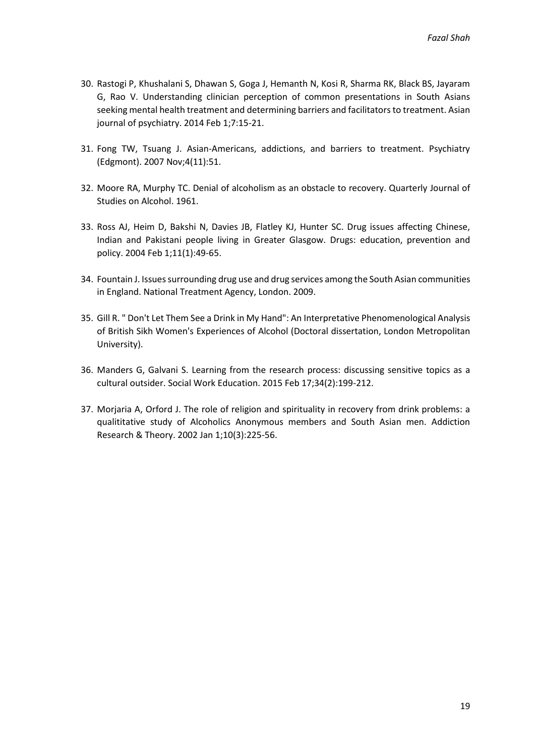30. Rastogi P, Khushalani S, Dhawan S, Goga J, Hemanth N, Kosi R, Sharma RK, Black BS, Jayaram G, Rao V. Understanding clinician perception of common presentations in South Asians seeking mental health treatment and determining barriers and facilitators to treatment. Asian journal of psychiatry. 2014 Feb 1;7:15-21.

31. Fong TW, Tsuang J. Asian-Americans, addictions, and barriers to treatment. Psychiatry (Edgmont). 2007 Nov;4(11):51.

32. Moore RA, Murphy TC. Denial of alcoholism as an obstacle to recovery. Quarterly Journal of Studies on Alcohol. 1961.

33. Ross AJ, Heim D, Bakshi N, Davies JB, Flatley KJ, Hunter SC. Drug issues affecting Chinese, Indian and Pakistani people living in Greater Glasgow. Drugs: education, prevention and policy. 2004 Feb 1;11(1):49-65.

34. Fountain J. Issues surrounding drug use and drug services among the South Asian communities in England. National Treatment Agency, London. 2009.

35. Gill R. " Don't Let Them See a Drink in My Hand": An Interpretative Phenomenological Analysis of British Sikh Women's Experiences of Alcohol (Doctoral dissertation, London Metropolitan University).

36. Manders G, Galvani S. Learning from the research process: discussing sensitive topics as a cultural outsider. Social Work Education. 2015 Feb 17;34(2):199-212.

37. Morjaria A, Orford J. The role of religion and spirituality in recovery from drink problems: a qualititative study of Alcoholics Anonymous members and South Asian men. Addiction Research & Theory. 2002 Jan 1;10(3):225-56.